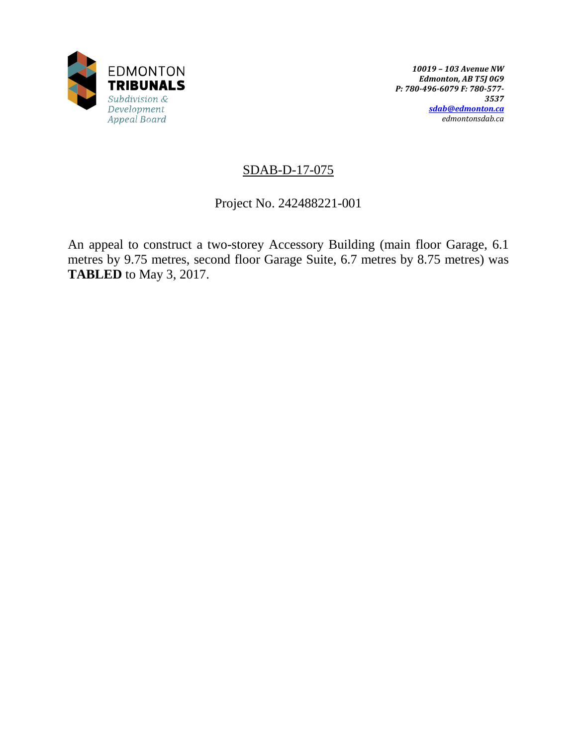EDMONTON
**TRIBUNALS**
*Subdivision & Development Appeal Board*

***10019 – 103 Avenue NW***
***Edmonton, AB T5J 0G9***
***P: 780-496-6079 F: 780-577-3537***
***sdab@edmonton.ca***
*edmontonsdab.ca*

## SDAB-D-17-075

Project No. 242488221-001

An appeal to construct a two-storey Accessory Building (main floor Garage, 6.1 metres by 9.75 metres, second floor Garage Suite, 6.7 metres by 8.75 metres) was **TABLED** to May 3, 2017.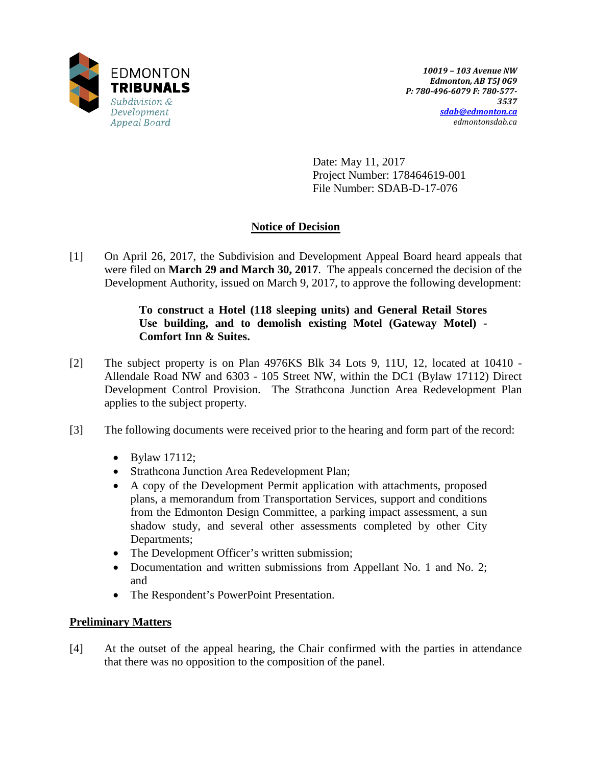10019 – 103 Avenue NW
Edmonton, AB T5J 0G9
P: 780-496-6079 F: 780-577-3537
sdab@edmonton.ca
edmontonsdab.ca

Date: May 11, 2017
Project Number: 178464619-001
File Number: SDAB-D-17-076

## Notice of Decision

[1] On April 26, 2017, the Subdivision and Development Appeal Board heard appeals that were filed on **March 29 and March 30, 2017**. The appeals concerned the decision of the Development Authority, issued on March 9, 2017, to approve the following development:

> **To construct a Hotel (118 sleeping units) and General Retail Stores Use building, and to demolish existing Motel (Gateway Motel) - Comfort Inn & Suites.**

[2] The subject property is on Plan 4976KS Blk 34 Lots 9, 11U, 12, located at 10410 - Allendale Road NW and 6303 - 105 Street NW, within the DC1 (Bylaw 17112) Direct Development Control Provision. The Strathcona Junction Area Redevelopment Plan applies to the subject property.

[3] The following documents were received prior to the hearing and form part of the record:

- Bylaw 17112;
- Strathcona Junction Area Redevelopment Plan;
- A copy of the Development Permit application with attachments, proposed plans, a memorandum from Transportation Services, support and conditions from the Edmonton Design Committee, a parking impact assessment, a sun shadow study, and several other assessments completed by other City Departments;
- The Development Officer's written submission;
- Documentation and written submissions from Appellant No. 1 and No. 2; and
- The Respondent's PowerPoint Presentation.

## Preliminary Matters

[4] At the outset of the appeal hearing, the Chair confirmed with the parties in attendance that there was no opposition to the composition of the panel.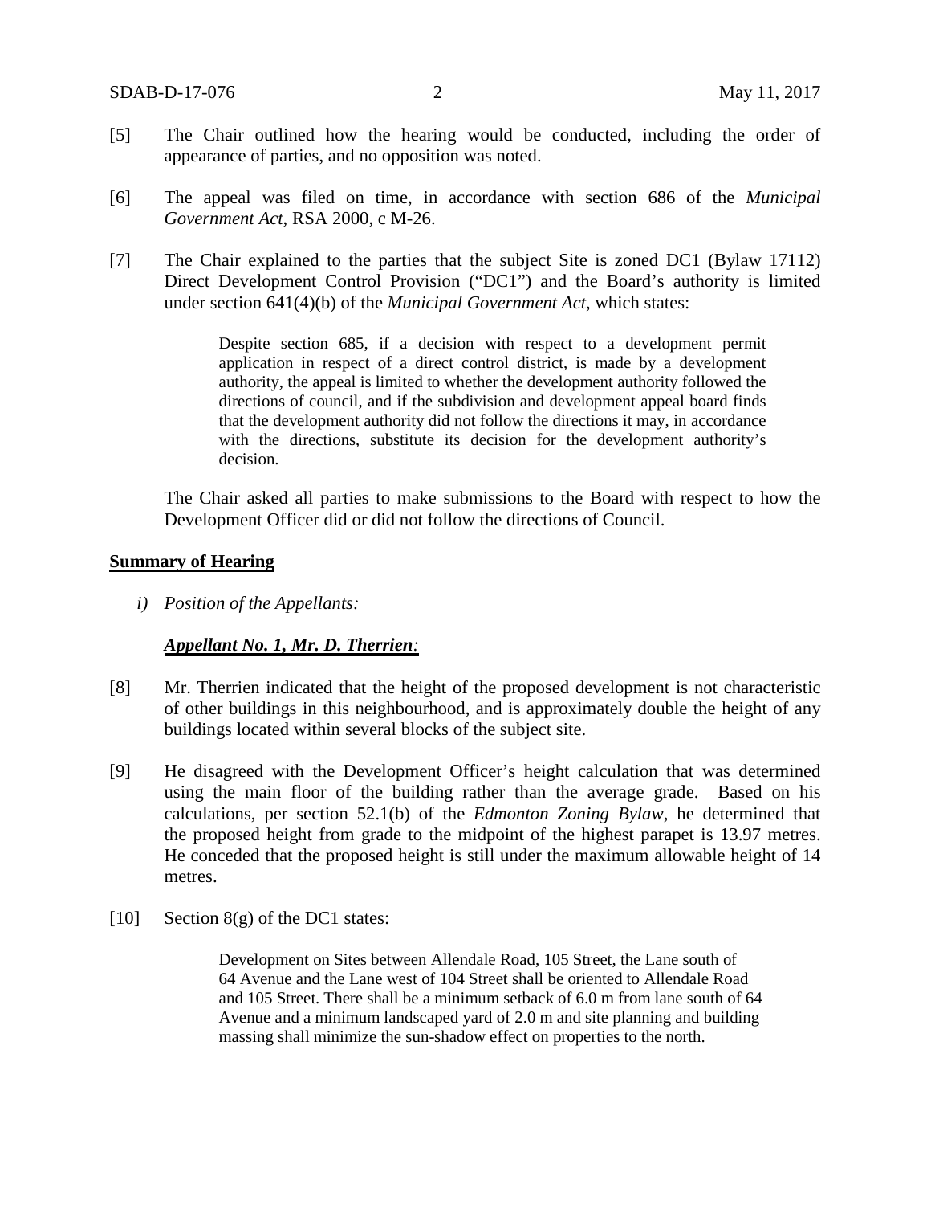[5] The Chair outlined how the hearing would be conducted, including the order of appearance of parties, and no opposition was noted.

[6] The appeal was filed on time, in accordance with section 686 of the *Municipal Government Act*, RSA 2000, c M-26.

[7] The Chair explained to the parties that the subject Site is zoned DC1 (Bylaw 17112) Direct Development Control Provision ("DC1") and the Board's authority is limited under section 641(4)(b) of the *Municipal Government Act*, which states:

> Despite section 685, if a decision with respect to a development permit application in respect of a direct control district, is made by a development authority, the appeal is limited to whether the development authority followed the directions of council, and if the subdivision and development appeal board finds that the development authority did not follow the directions it may, in accordance with the directions, substitute its decision for the development authority's decision.

The Chair asked all parties to make submissions to the Board with respect to how the Development Officer did or did not follow the directions of Council.

**Summary of Hearing**

*i) Position of the Appellants:*

***Appellant No. 1, Mr. D. Therrien:***

[8] Mr. Therrien indicated that the height of the proposed development is not characteristic of other buildings in this neighbourhood, and is approximately double the height of any buildings located within several blocks of the subject site.

[9] He disagreed with the Development Officer's height calculation that was determined using the main floor of the building rather than the average grade. Based on his calculations, per section 52.1(b) of the *Edmonton Zoning Bylaw*, he determined that the proposed height from grade to the midpoint of the highest parapet is 13.97 metres. He conceded that the proposed height is still under the maximum allowable height of 14 metres.

[10] Section 8(g) of the DC1 states:

> Development on Sites between Allendale Road, 105 Street, the Lane south of 64 Avenue and the Lane west of 104 Street shall be oriented to Allendale Road and 105 Street. There shall be a minimum setback of 6.0 m from lane south of 64 Avenue and a minimum landscaped yard of 2.0 m and site planning and building massing shall minimize the sun-shadow effect on properties to the north.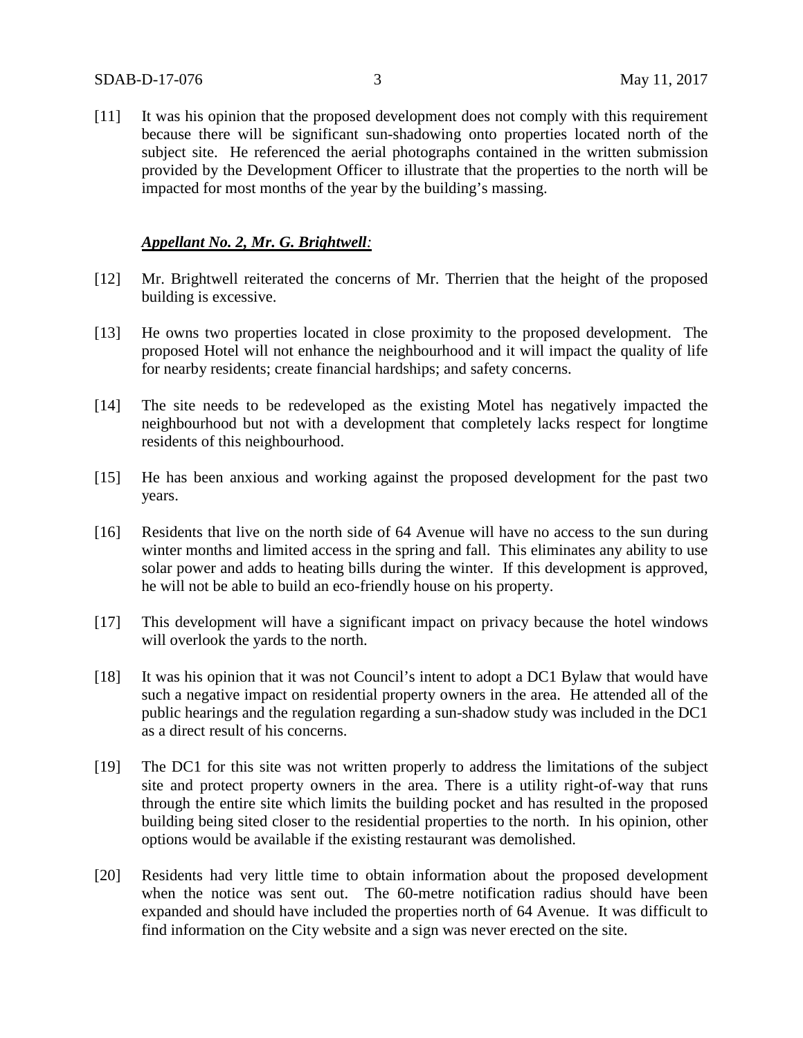[11] It was his opinion that the proposed development does not comply with this requirement because there will be significant sun-shadowing onto properties located north of the subject site. He referenced the aerial photographs contained in the written submission provided by the Development Officer to illustrate that the properties to the north will be impacted for most months of the year by the building's massing.

***Appellant No. 2, Mr. G. Brightwell:***

[12] Mr. Brightwell reiterated the concerns of Mr. Therrien that the height of the proposed building is excessive.

[13] He owns two properties located in close proximity to the proposed development. The proposed Hotel will not enhance the neighbourhood and it will impact the quality of life for nearby residents; create financial hardships; and safety concerns.

[14] The site needs to be redeveloped as the existing Motel has negatively impacted the neighbourhood but not with a development that completely lacks respect for longtime residents of this neighbourhood.

[15] He has been anxious and working against the proposed development for the past two years.

[16] Residents that live on the north side of 64 Avenue will have no access to the sun during winter months and limited access in the spring and fall. This eliminates any ability to use solar power and adds to heating bills during the winter. If this development is approved, he will not be able to build an eco-friendly house on his property.

[17] This development will have a significant impact on privacy because the hotel windows will overlook the yards to the north.

[18] It was his opinion that it was not Council's intent to adopt a DC1 Bylaw that would have such a negative impact on residential property owners in the area. He attended all of the public hearings and the regulation regarding a sun-shadow study was included in the DC1 as a direct result of his concerns.

[19] The DC1 for this site was not written properly to address the limitations of the subject site and protect property owners in the area. There is a utility right-of-way that runs through the entire site which limits the building pocket and has resulted in the proposed building being sited closer to the residential properties to the north. In his opinion, other options would be available if the existing restaurant was demolished.

[20] Residents had very little time to obtain information about the proposed development when the notice was sent out. The 60-metre notification radius should have been expanded and should have included the properties north of 64 Avenue. It was difficult to find information on the City website and a sign was never erected on the site.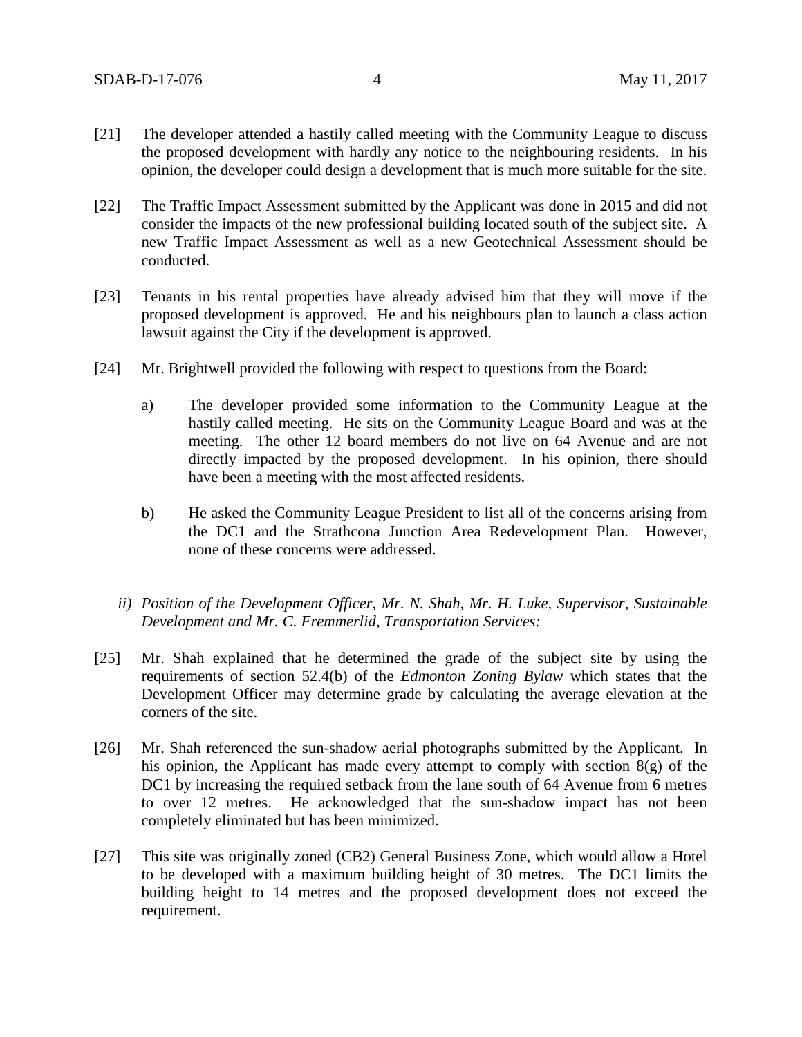[21] The developer attended a hastily called meeting with the Community League to discuss the proposed development with hardly any notice to the neighbouring residents. In his opinion, the developer could design a development that is much more suitable for the site.

[22] The Traffic Impact Assessment submitted by the Applicant was done in 2015 and did not consider the impacts of the new professional building located south of the subject site. A new Traffic Impact Assessment as well as a new Geotechnical Assessment should be conducted.

[23] Tenants in his rental properties have already advised him that they will move if the proposed development is approved. He and his neighbours plan to launch a class action lawsuit against the City if the development is approved.

[24] Mr. Brightwell provided the following with respect to questions from the Board:

a) The developer provided some information to the Community League at the hastily called meeting. He sits on the Community League Board and was at the meeting. The other 12 board members do not live on 64 Avenue and are not directly impacted by the proposed development. In his opinion, there should have been a meeting with the most affected residents.

b) He asked the Community League President to list all of the concerns arising from the DC1 and the Strathcona Junction Area Redevelopment Plan. However, none of these concerns were addressed.

*ii) Position of the Development Officer, Mr. N. Shah, Mr. H. Luke, Supervisor, Sustainable Development and Mr. C. Fremmerlid, Transportation Services:*

[25] Mr. Shah explained that he determined the grade of the subject site by using the requirements of section 52.4(b) of the *Edmonton Zoning Bylaw* which states that the Development Officer may determine grade by calculating the average elevation at the corners of the site.

[26] Mr. Shah referenced the sun-shadow aerial photographs submitted by the Applicant. In his opinion, the Applicant has made every attempt to comply with section 8(g) of the DC1 by increasing the required setback from the lane south of 64 Avenue from 6 metres to over 12 metres. He acknowledged that the sun-shadow impact has not been completely eliminated but has been minimized.

[27] This site was originally zoned (CB2) General Business Zone, which would allow a Hotel to be developed with a maximum building height of 30 metres. The DC1 limits the building height to 14 metres and the proposed development does not exceed the requirement.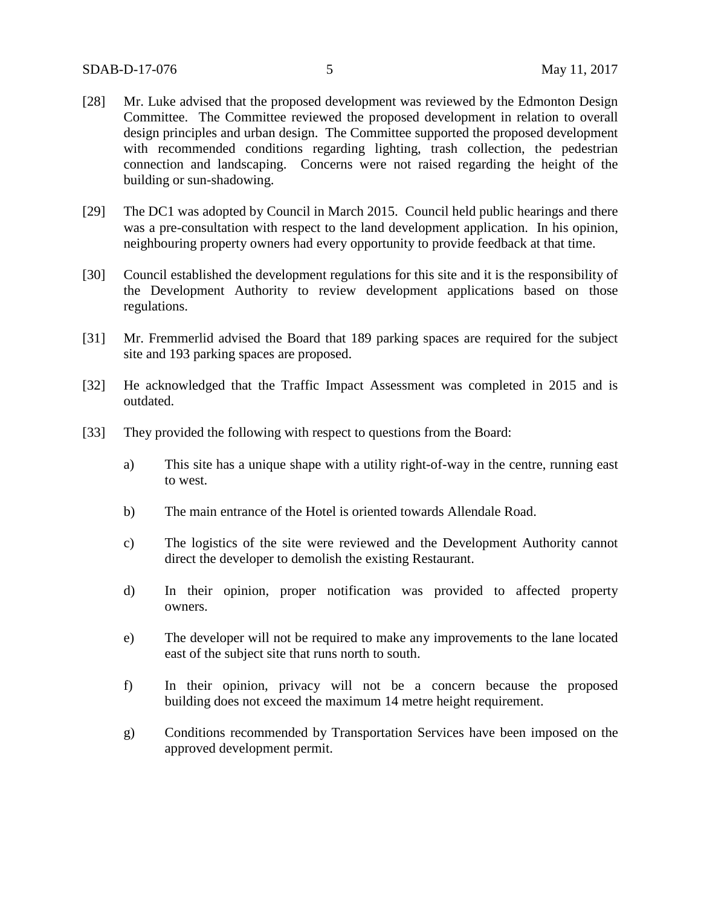[28] Mr. Luke advised that the proposed development was reviewed by the Edmonton Design Committee. The Committee reviewed the proposed development in relation to overall design principles and urban design. The Committee supported the proposed development with recommended conditions regarding lighting, trash collection, the pedestrian connection and landscaping. Concerns were not raised regarding the height of the building or sun-shadowing.

[29] The DC1 was adopted by Council in March 2015. Council held public hearings and there was a pre-consultation with respect to the land development application. In his opinion, neighbouring property owners had every opportunity to provide feedback at that time.

[30] Council established the development regulations for this site and it is the responsibility of the Development Authority to review development applications based on those regulations.

[31] Mr. Fremmerlid advised the Board that 189 parking spaces are required for the subject site and 193 parking spaces are proposed.

[32] He acknowledged that the Traffic Impact Assessment was completed in 2015 and is outdated.

[33] They provided the following with respect to questions from the Board:

a) This site has a unique shape with a utility right-of-way in the centre, running east to west.

b) The main entrance of the Hotel is oriented towards Allendale Road.

c) The logistics of the site were reviewed and the Development Authority cannot direct the developer to demolish the existing Restaurant.

d) In their opinion, proper notification was provided to affected property owners.

e) The developer will not be required to make any improvements to the lane located east of the subject site that runs north to south.

f) In their opinion, privacy will not be a concern because the proposed building does not exceed the maximum 14 metre height requirement.

g) Conditions recommended by Transportation Services have been imposed on the approved development permit.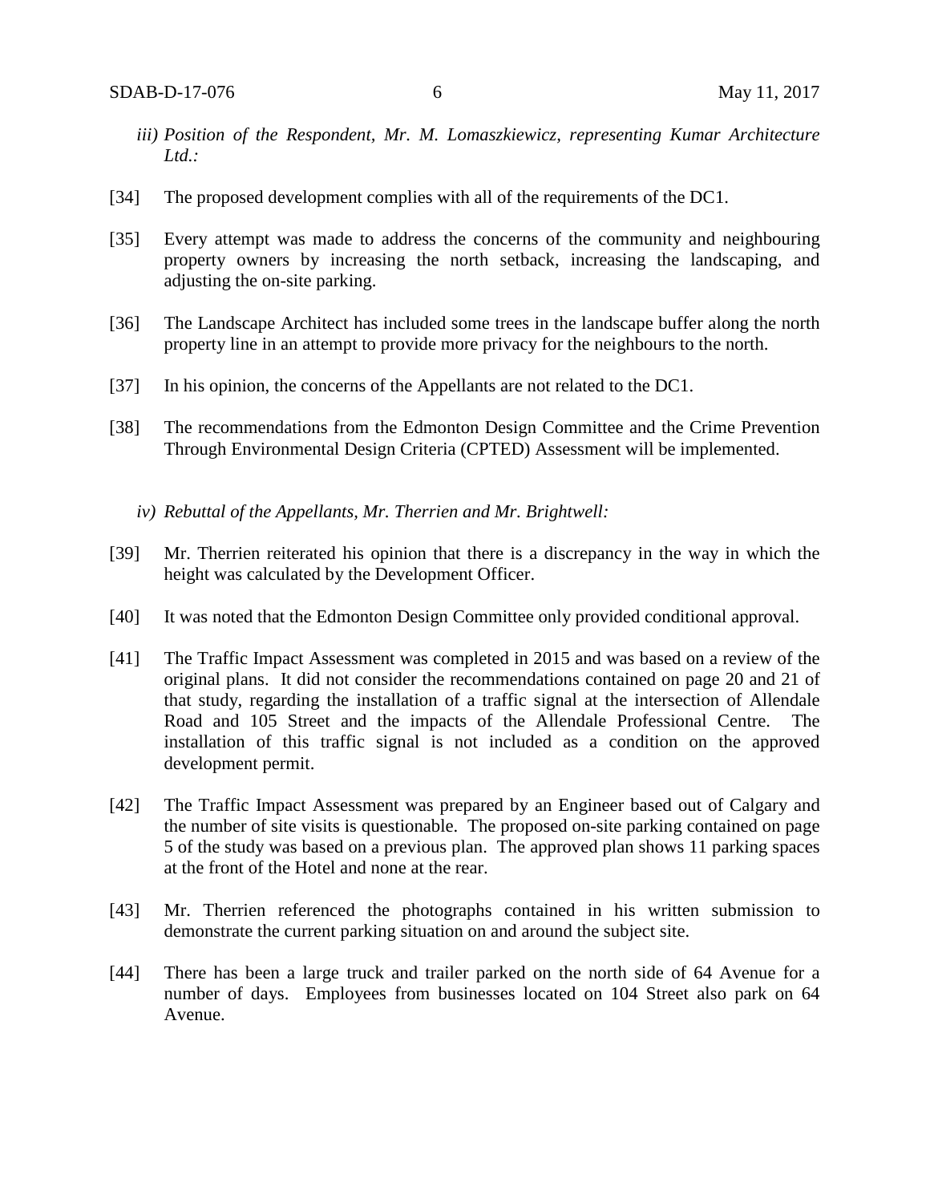*iii) Position of the Respondent, Mr. M. Lomaszkiewicz, representing Kumar Architecture Ltd.:*

[34] The proposed development complies with all of the requirements of the DC1.

[35] Every attempt was made to address the concerns of the community and neighbouring property owners by increasing the north setback, increasing the landscaping, and adjusting the on-site parking.

[36] The Landscape Architect has included some trees in the landscape buffer along the north property line in an attempt to provide more privacy for the neighbours to the north.

[37] In his opinion, the concerns of the Appellants are not related to the DC1.

[38] The recommendations from the Edmonton Design Committee and the Crime Prevention Through Environmental Design Criteria (CPTED) Assessment will be implemented.

*iv) Rebuttal of the Appellants, Mr. Therrien and Mr. Brightwell:*

[39] Mr. Therrien reiterated his opinion that there is a discrepancy in the way in which the height was calculated by the Development Officer.

[40] It was noted that the Edmonton Design Committee only provided conditional approval.

[41] The Traffic Impact Assessment was completed in 2015 and was based on a review of the original plans. It did not consider the recommendations contained on page 20 and 21 of that study, regarding the installation of a traffic signal at the intersection of Allendale Road and 105 Street and the impacts of the Allendale Professional Centre. The installation of this traffic signal is not included as a condition on the approved development permit.

[42] The Traffic Impact Assessment was prepared by an Engineer based out of Calgary and the number of site visits is questionable. The proposed on-site parking contained on page 5 of the study was based on a previous plan. The approved plan shows 11 parking spaces at the front of the Hotel and none at the rear.

[43] Mr. Therrien referenced the photographs contained in his written submission to demonstrate the current parking situation on and around the subject site.

[44] There has been a large truck and trailer parked on the north side of 64 Avenue for a number of days. Employees from businesses located on 104 Street also park on 64 Avenue.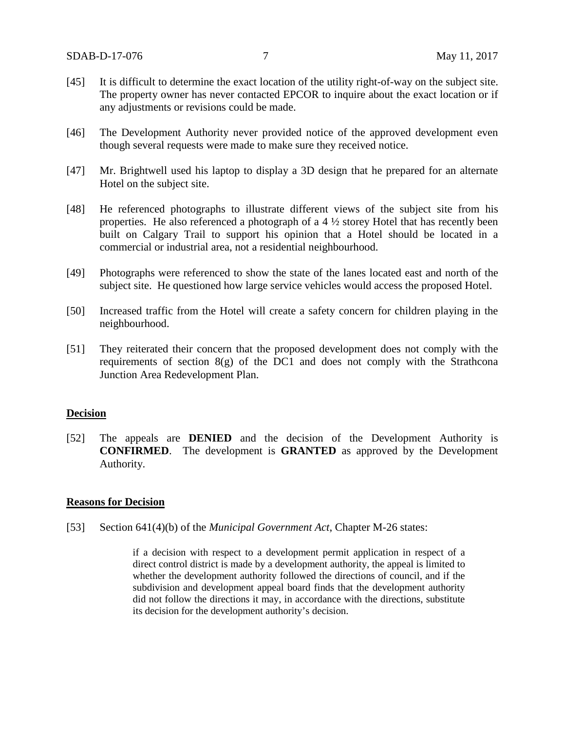[45] It is difficult to determine the exact location of the utility right-of-way on the subject site. The property owner has never contacted EPCOR to inquire about the exact location or if any adjustments or revisions could be made.

[46] The Development Authority never provided notice of the approved development even though several requests were made to make sure they received notice.

[47] Mr. Brightwell used his laptop to display a 3D design that he prepared for an alternate Hotel on the subject site.

[48] He referenced photographs to illustrate different views of the subject site from his properties. He also referenced a photograph of a 4 ½ storey Hotel that has recently been built on Calgary Trail to support his opinion that a Hotel should be located in a commercial or industrial area, not a residential neighbourhood.

[49] Photographs were referenced to show the state of the lanes located east and north of the subject site. He questioned how large service vehicles would access the proposed Hotel.

[50] Increased traffic from the Hotel will create a safety concern for children playing in the neighbourhood.

[51] They reiterated their concern that the proposed development does not comply with the requirements of section 8(g) of the DC1 and does not comply with the Strathcona Junction Area Redevelopment Plan.

**Decision**

[52] The appeals are **DENIED** and the decision of the Development Authority is **CONFIRMED**. The development is **GRANTED** as approved by the Development Authority.

**Reasons for Decision**

[53] Section 641(4)(b) of the *Municipal Government Act*, Chapter M-26 states:

> if a decision with respect to a development permit application in respect of a direct control district is made by a development authority, the appeal is limited to whether the development authority followed the directions of council, and if the subdivision and development appeal board finds that the development authority did not follow the directions it may, in accordance with the directions, substitute its decision for the development authority's decision.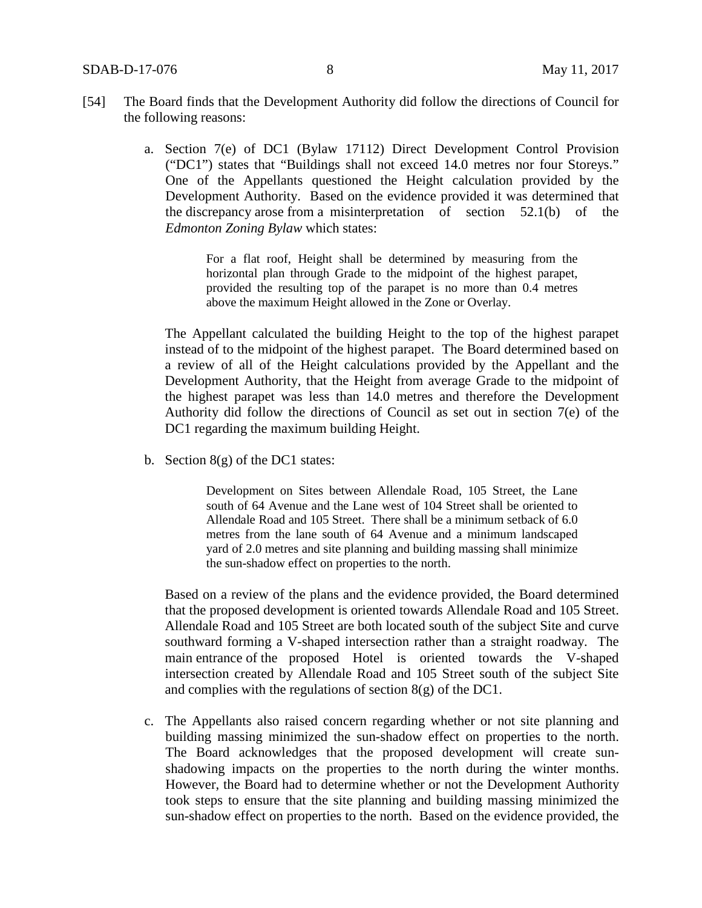[54] The Board finds that the Development Authority did follow the directions of Council for the following reasons:

a. Section 7(e) of DC1 (Bylaw 17112) Direct Development Control Provision ("DC1") states that "Buildings shall not exceed 14.0 metres nor four Storeys." One of the Appellants questioned the Height calculation provided by the Development Authority. Based on the evidence provided it was determined that the discrepancy arose from a misinterpretation of section 52.1(b) of the *Edmonton Zoning Bylaw* which states:

> For a flat roof, Height shall be determined by measuring from the horizontal plan through Grade to the midpoint of the highest parapet, provided the resulting top of the parapet is no more than 0.4 metres above the maximum Height allowed in the Zone or Overlay.

The Appellant calculated the building Height to the top of the highest parapet instead of to the midpoint of the highest parapet. The Board determined based on a review of all of the Height calculations provided by the Appellant and the Development Authority, that the Height from average Grade to the midpoint of the highest parapet was less than 14.0 metres and therefore the Development Authority did follow the directions of Council as set out in section 7(e) of the DC1 regarding the maximum building Height.

b. Section 8(g) of the DC1 states:

> Development on Sites between Allendale Road, 105 Street, the Lane south of 64 Avenue and the Lane west of 104 Street shall be oriented to Allendale Road and 105 Street. There shall be a minimum setback of 6.0 metres from the lane south of 64 Avenue and a minimum landscaped yard of 2.0 metres and site planning and building massing shall minimize the sun-shadow effect on properties to the north.

Based on a review of the plans and the evidence provided, the Board determined that the proposed development is oriented towards Allendale Road and 105 Street. Allendale Road and 105 Street are both located south of the subject Site and curve southward forming a V-shaped intersection rather than a straight roadway. The main entrance of the proposed Hotel is oriented towards the V-shaped intersection created by Allendale Road and 105 Street south of the subject Site and complies with the regulations of section 8(g) of the DC1.

c. The Appellants also raised concern regarding whether or not site planning and building massing minimized the sun-shadow effect on properties to the north. The Board acknowledges that the proposed development will create sun-shadowing impacts on the properties to the north during the winter months. However, the Board had to determine whether or not the Development Authority took steps to ensure that the site planning and building massing minimized the sun-shadow effect on properties to the north. Based on the evidence provided, the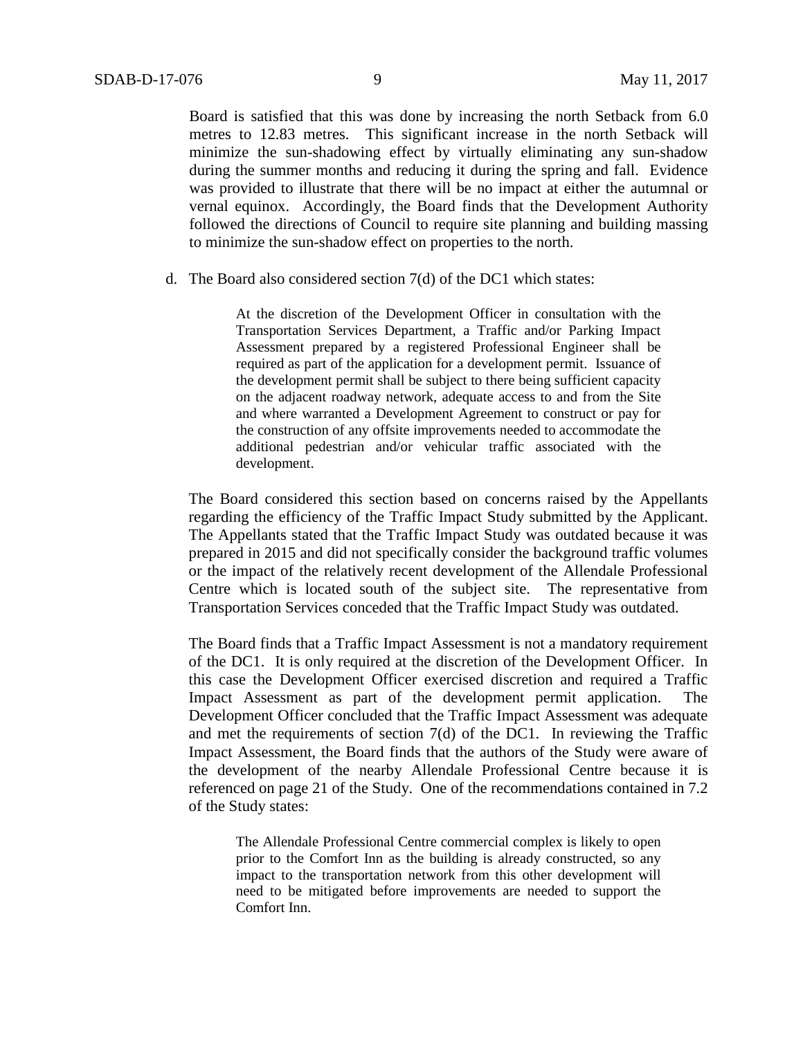Board is satisfied that this was done by increasing the north Setback from 6.0 metres to 12.83 metres. This significant increase in the north Setback will minimize the sun-shadowing effect by virtually eliminating any sun-shadow during the summer months and reducing it during the spring and fall. Evidence was provided to illustrate that there will be no impact at either the autumnal or vernal equinox. Accordingly, the Board finds that the Development Authority followed the directions of Council to require site planning and building massing to minimize the sun-shadow effect on properties to the north.

d. The Board also considered section 7(d) of the DC1 which states:

> At the discretion of the Development Officer in consultation with the Transportation Services Department, a Traffic and/or Parking Impact Assessment prepared by a registered Professional Engineer shall be required as part of the application for a development permit. Issuance of the development permit shall be subject to there being sufficient capacity on the adjacent roadway network, adequate access to and from the Site and where warranted a Development Agreement to construct or pay for the construction of any offsite improvements needed to accommodate the additional pedestrian and/or vehicular traffic associated with the development.

The Board considered this section based on concerns raised by the Appellants regarding the efficiency of the Traffic Impact Study submitted by the Applicant. The Appellants stated that the Traffic Impact Study was outdated because it was prepared in 2015 and did not specifically consider the background traffic volumes or the impact of the relatively recent development of the Allendale Professional Centre which is located south of the subject site. The representative from Transportation Services conceded that the Traffic Impact Study was outdated.

The Board finds that a Traffic Impact Assessment is not a mandatory requirement of the DC1. It is only required at the discretion of the Development Officer. In this case the Development Officer exercised discretion and required a Traffic Impact Assessment as part of the development permit application. The Development Officer concluded that the Traffic Impact Assessment was adequate and met the requirements of section 7(d) of the DC1. In reviewing the Traffic Impact Assessment, the Board finds that the authors of the Study were aware of the development of the nearby Allendale Professional Centre because it is referenced on page 21 of the Study. One of the recommendations contained in 7.2 of the Study states:

> The Allendale Professional Centre commercial complex is likely to open prior to the Comfort Inn as the building is already constructed, so any impact to the transportation network from this other development will need to be mitigated before improvements are needed to support the Comfort Inn.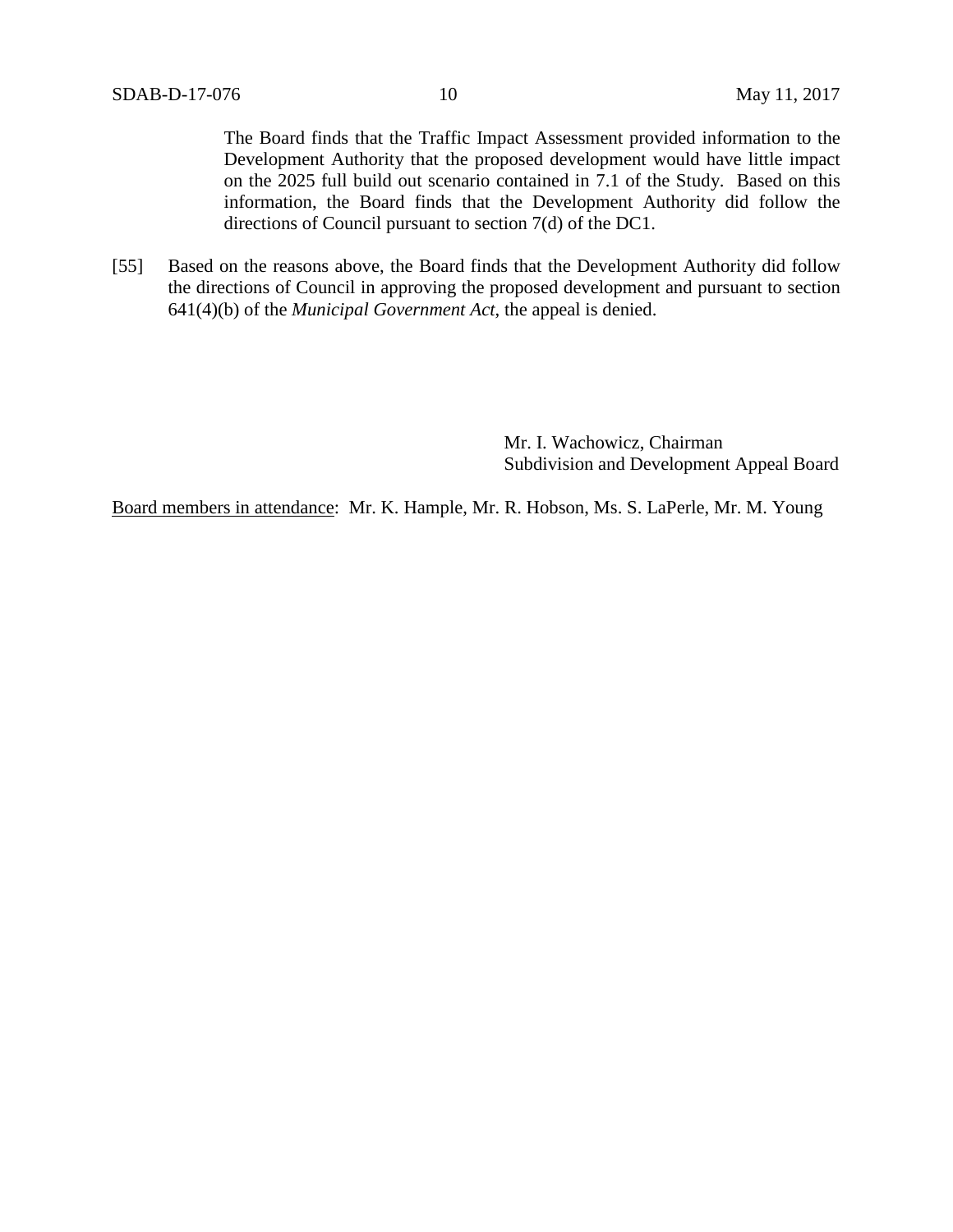The Board finds that the Traffic Impact Assessment provided information to the Development Authority that the proposed development would have little impact on the 2025 full build out scenario contained in 7.1 of the Study. Based on this information, the Board finds that the Development Authority did follow the directions of Council pursuant to section 7(d) of the DC1.

[55] Based on the reasons above, the Board finds that the Development Authority did follow the directions of Council in approving the proposed development and pursuant to section 641(4)(b) of the *Municipal Government Act*, the appeal is denied.

Mr. I. Wachowicz, Chairman
Subdivision and Development Appeal Board

Board members in attendance: Mr. K. Hample, Mr. R. Hobson, Ms. S. LaPerle, Mr. M. Young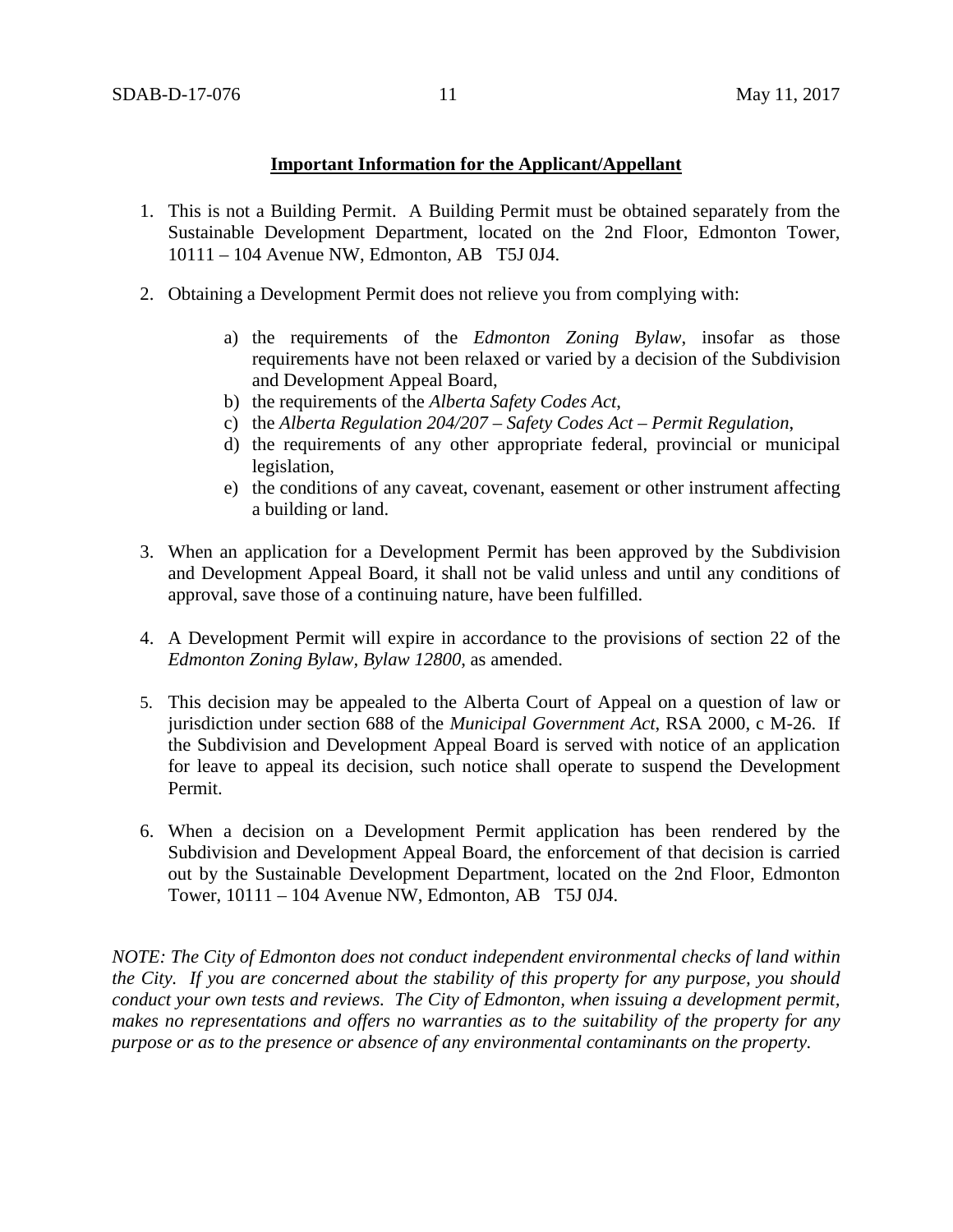**Important Information for the Applicant/Appellant**

1. This is not a Building Permit. A Building Permit must be obtained separately from the Sustainable Development Department, located on the 2nd Floor, Edmonton Tower, 10111 – 104 Avenue NW, Edmonton, AB T5J 0J4.

2. Obtaining a Development Permit does not relieve you from complying with:

    a) the requirements of the *Edmonton Zoning Bylaw*, insofar as those requirements have not been relaxed or varied by a decision of the Subdivision and Development Appeal Board,
    b) the requirements of the *Alberta Safety Codes Act*,
    c) the *Alberta Regulation 204/207 – Safety Codes Act – Permit Regulation*,
    d) the requirements of any other appropriate federal, provincial or municipal legislation,
    e) the conditions of any caveat, covenant, easement or other instrument affecting a building or land.

3. When an application for a Development Permit has been approved by the Subdivision and Development Appeal Board, it shall not be valid unless and until any conditions of approval, save those of a continuing nature, have been fulfilled.

4. A Development Permit will expire in accordance to the provisions of section 22 of the *Edmonton Zoning Bylaw, Bylaw 12800*, as amended.

5. This decision may be appealed to the Alberta Court of Appeal on a question of law or jurisdiction under section 688 of the *Municipal Government Act*, RSA 2000, c M-26. If the Subdivision and Development Appeal Board is served with notice of an application for leave to appeal its decision, such notice shall operate to suspend the Development Permit.

6. When a decision on a Development Permit application has been rendered by the Subdivision and Development Appeal Board, the enforcement of that decision is carried out by the Sustainable Development Department, located on the 2nd Floor, Edmonton Tower, 10111 – 104 Avenue NW, Edmonton, AB T5J 0J4.

*NOTE: The City of Edmonton does not conduct independent environmental checks of land within the City. If you are concerned about the stability of this property for any purpose, you should conduct your own tests and reviews. The City of Edmonton, when issuing a development permit, makes no representations and offers no warranties as to the suitability of the property for any purpose or as to the presence or absence of any environmental contaminants on the property.*